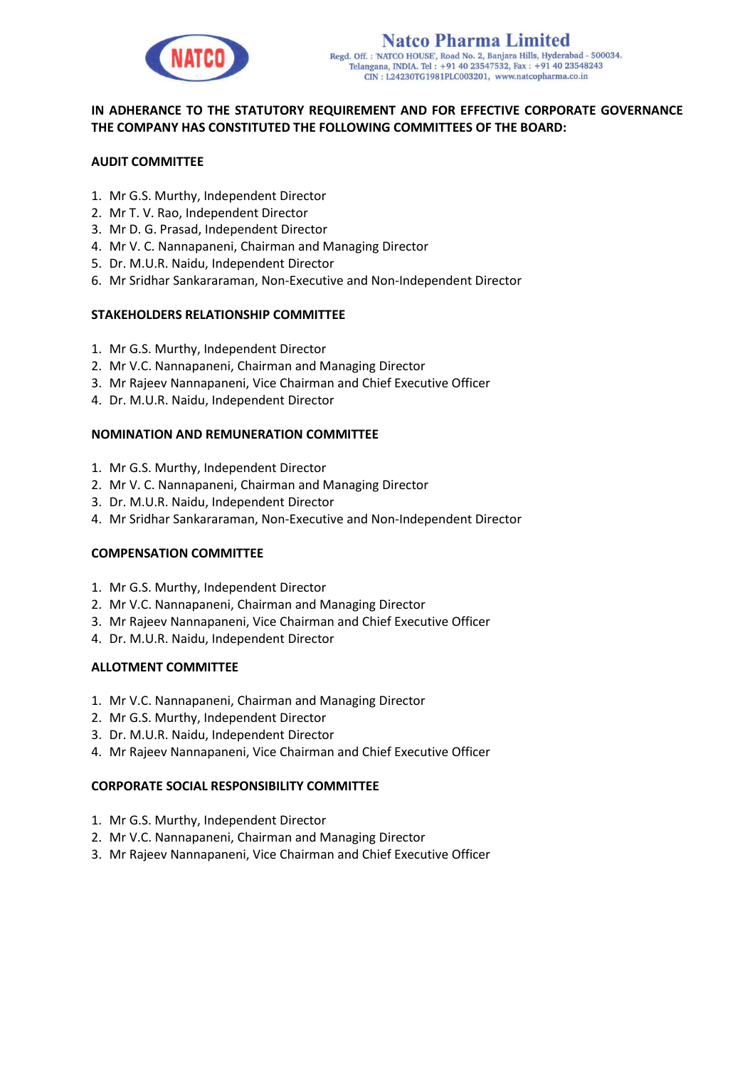**Natco Pharma Limited**
Regd. Off. : 'NATCO HOUSE', Road No. 2, Banjara Hills, Hyderabad - 500034.
Telangana, INDIA. Tel : +91 40 23547532, Fax : +91 40 23548243
CIN : L24230TG1981PLC003201, www.natcopharma.co.in

**IN ADHERANCE TO THE STATUTORY REQUIREMENT AND FOR EFFECTIVE CORPORATE GOVERNANCE THE COMPANY HAS CONSTITUTED THE FOLLOWING COMMITTEES OF THE BOARD:**

**AUDIT COMMITTEE**

1. Mr G.S. Murthy, Independent Director
2. Mr T. V. Rao, Independent Director
3. Mr D. G. Prasad, Independent Director
4. Mr V. C. Nannapaneni, Chairman and Managing Director
5. Dr. M.U.R. Naidu, Independent Director
6. Mr Sridhar Sankararaman, Non-Executive and Non-Independent Director

**STAKEHOLDERS RELATIONSHIP COMMITTEE**

1. Mr G.S. Murthy, Independent Director
2. Mr V.C. Nannapaneni, Chairman and Managing Director
3. Mr Rajeev Nannapaneni, Vice Chairman and Chief Executive Officer
4. Dr. M.U.R. Naidu, Independent Director

**NOMINATION AND REMUNERATION COMMITTEE**

1. Mr G.S. Murthy, Independent Director
2. Mr V. C. Nannapaneni, Chairman and Managing Director
3. Dr. M.U.R. Naidu, Independent Director
4. Mr Sridhar Sankararaman, Non-Executive and Non-Independent Director

**COMPENSATION COMMITTEE**

1. Mr G.S. Murthy, Independent Director
2. Mr V.C. Nannapaneni, Chairman and Managing Director
3. Mr Rajeev Nannapaneni, Vice Chairman and Chief Executive Officer
4. Dr. M.U.R. Naidu, Independent Director

**ALLOTMENT COMMITTEE**

1. Mr V.C. Nannapaneni, Chairman and Managing Director
2. Mr G.S. Murthy, Independent Director
3. Dr. M.U.R. Naidu, Independent Director
4. Mr Rajeev Nannapaneni, Vice Chairman and Chief Executive Officer

**CORPORATE SOCIAL RESPONSIBILITY COMMITTEE**

1. Mr G.S. Murthy, Independent Director
2. Mr V.C. Nannapaneni, Chairman and Managing Director
3. Mr Rajeev Nannapaneni, Vice Chairman and Chief Executive Officer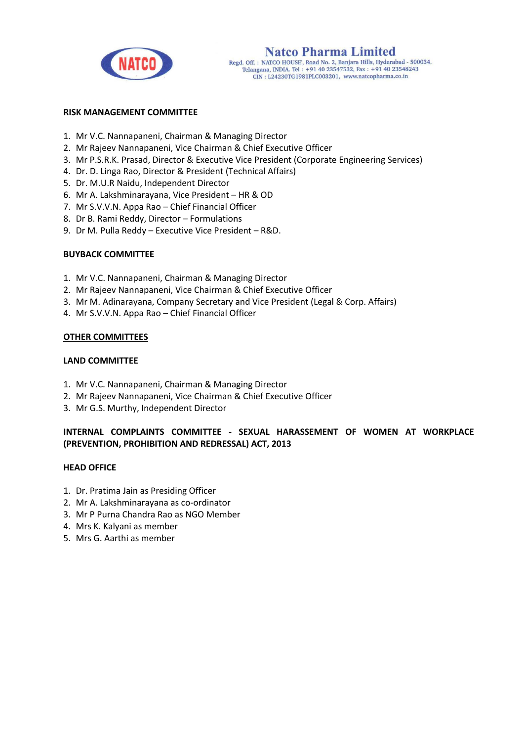Natco Pharma Limited
Regd. Off. : 'NATCO HOUSE', Road No. 2, Banjara Hills, Hyderabad - 500034.
Telangana, INDIA. Tel : +91 40 23547532, Fax : +91 40 23548243
CIN : L24230TG1981PLC003201, www.natcopharma.co.in

**RISK MANAGEMENT COMMITTEE**

1. Mr V.C. Nannapaneni, Chairman & Managing Director
2. Mr Rajeev Nannapaneni, Vice Chairman & Chief Executive Officer
3. Mr P.S.R.K. Prasad, Director & Executive Vice President (Corporate Engineering Services)
4. Dr. D. Linga Rao, Director & President (Technical Affairs)
5. Dr. M.U.R Naidu, Independent Director
6. Mr A. Lakshminarayana, Vice President – HR & OD
7. Mr S.V.V.N. Appa Rao – Chief Financial Officer
8. Dr B. Rami Reddy, Director – Formulations
9. Dr M. Pulla Reddy – Executive Vice President – R&D.

**BUYBACK COMMITTEE**

1. Mr V.C. Nannapaneni, Chairman & Managing Director
2. Mr Rajeev Nannapaneni, Vice Chairman & Chief Executive Officer
3. Mr M. Adinarayana, Company Secretary and Vice President (Legal & Corp. Affairs)
4. Mr S.V.V.N. Appa Rao – Chief Financial Officer

**OTHER COMMITTEES**

**LAND COMMITTEE**

1. Mr V.C. Nannapaneni, Chairman & Managing Director
2. Mr Rajeev Nannapaneni, Vice Chairman & Chief Executive Officer
3. Mr G.S. Murthy, Independent Director

**INTERNAL COMPLAINTS COMMITTEE - SEXUAL HARASSEMENT OF WOMEN AT WORKPLACE (PREVENTION, PROHIBITION AND REDRESSAL) ACT, 2013**

**HEAD OFFICE**

1. Dr. Pratima Jain as Presiding Officer
2. Mr A. Lakshminarayana as co-ordinator
3. Mr P Purna Chandra Rao as NGO Member
4. Mrs K. Kalyani as member
5. Mrs G. Aarthi as member